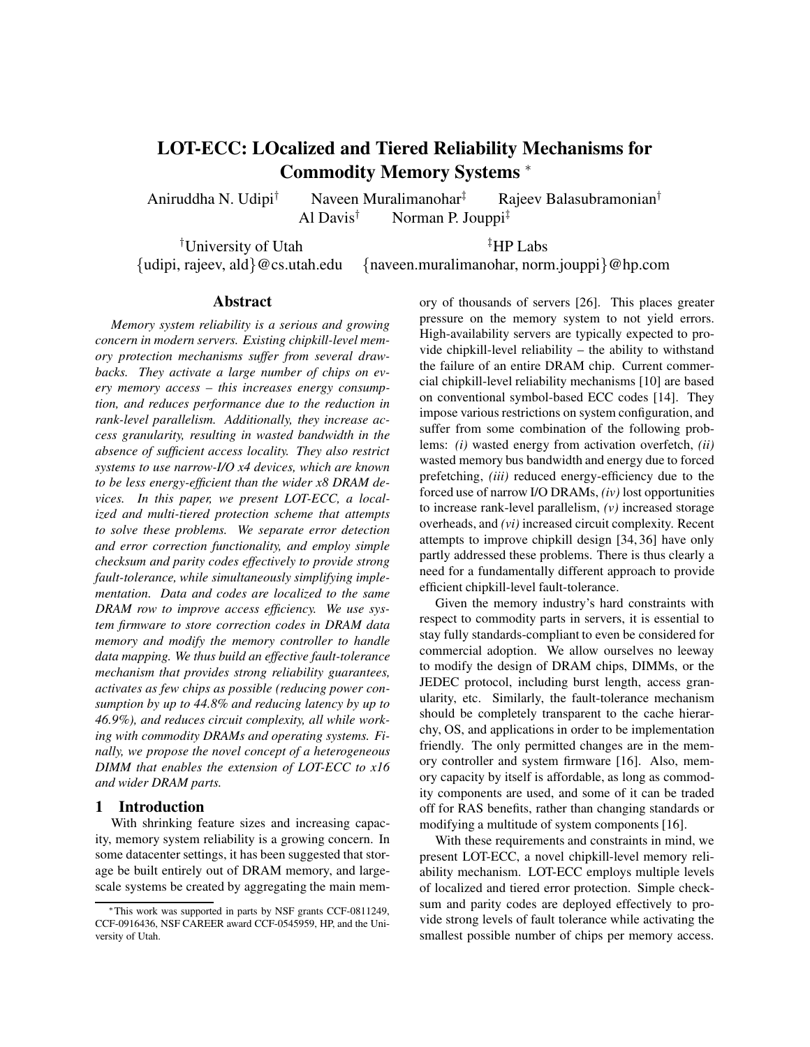# LOT-ECC: LOcalized and Tiered Reliability Mechanisms for Commodity Memory Systems *

Aniruddha N. Udipi† Naveen Muralimanohar‡ Rajeev Balasubramonian† Al Davis† Norman P. Jouppi‡

†University of Utah ‡HP Labs
{udipi, rajeev, ald}@cs.utah.edu {naveen.muralimanohar, norm.jouppi}@hp.com

## Abstract

*Memory system reliability is a serious and growing concern in modern servers. Existing chipkill-level memory protection mechanisms suffer from several drawbacks. They activate a large number of chips on every memory access – this increases energy consumption, and reduces performance due to the reduction in rank-level parallelism. Additionally, they increase access granularity, resulting in wasted bandwidth in the absence of sufficient access locality. They also restrict systems to use narrow-I/O x4 devices, which are known to be less energy-efficient than the wider x8 DRAM devices. In this paper, we present LOT-ECC, a localized and multi-tiered protection scheme that attempts to solve these problems. We separate error detection and error correction functionality, and employ simple checksum and parity codes effectively to provide strong fault-tolerance, while simultaneously simplifying implementation. Data and codes are localized to the same DRAM row to improve access efficiency. We use system firmware to store correction codes in DRAM data memory and modify the memory controller to handle data mapping. We thus build an effective fault-tolerance mechanism that provides strong reliability guarantees, activates as few chips as possible (reducing power consumption by up to 44.8% and reducing latency by up to 46.9%), and reduces circuit complexity, all while working with commodity DRAMs and operating systems. Finally, we propose the novel concept of a heterogeneous DIMM that enables the extension of LOT-ECC to x16 and wider DRAM parts.*

## 1 Introduction

With shrinking feature sizes and increasing capacity, memory system reliability is a growing concern. In some datacenter settings, it has been suggested that storage be built entirely out of DRAM memory, and large-scale systems be created by aggregating the main memory of thousands of servers [26]. This places greater pressure on the memory system to not yield errors. High-availability servers are typically expected to provide chipkill-level reliability – the ability to withstand the failure of an entire DRAM chip. Current commercial chipkill-level reliability mechanisms [10] are based on conventional symbol-based ECC codes [14]. They impose various restrictions on system configuration, and suffer from some combination of the following problems: *(i)* wasted energy from activation overfetch, *(ii)* wasted memory bus bandwidth and energy due to forced prefetching, *(iii)* reduced energy-efficiency due to the forced use of narrow I/O DRAMs, *(iv)* lost opportunities to increase rank-level parallelism, *(v)* increased storage overheads, and *(vi)* increased circuit complexity. Recent attempts to improve chipkill design [34, 36] have only partly addressed these problems. There is thus clearly a need for a fundamentally different approach to provide efficient chipkill-level fault-tolerance.

Given the memory industry's hard constraints with respect to commodity parts in servers, it is essential to stay fully standards-compliant to even be considered for commercial adoption. We allow ourselves no leeway to modify the design of DRAM chips, DIMMs, or the JEDEC protocol, including burst length, access granularity, etc. Similarly, the fault-tolerance mechanism should be completely transparent to the cache hierarchy, OS, and applications in order to be implementation friendly. The only permitted changes are in the memory controller and system firmware [16]. Also, memory capacity by itself is affordable, as long as commodity components are used, and some of it can be traded off for RAS benefits, rather than changing standards or modifying a multitude of system components [16].

With these requirements and constraints in mind, we present LOT-ECC, a novel chipkill-level memory reliability mechanism. LOT-ECC employs multiple levels of localized and tiered error protection. Simple checksum and parity codes are deployed effectively to provide strong levels of fault tolerance while activating the smallest possible number of chips per memory access.

*This work was supported in parts by NSF grants CCF-0811249, CCF-0916436, NSF CAREER award CCF-0545959, HP, and the University of Utah.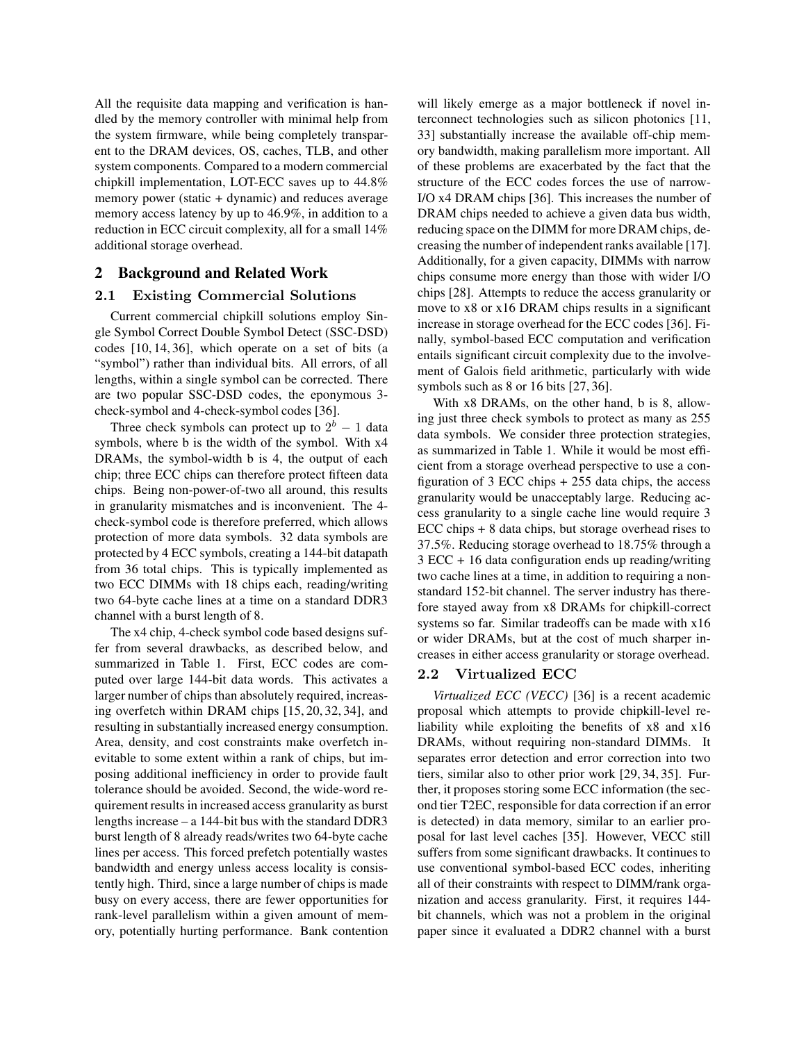All the requisite data mapping and verification is handled by the memory controller with minimal help from the system firmware, while being completely transparent to the DRAM devices, OS, caches, TLB, and other system components. Compared to a modern commercial chipkill implementation, LOT-ECC saves up to 44.8% memory power (static + dynamic) and reduces average memory access latency by up to 46.9%, in addition to a reduction in ECC circuit complexity, all for a small 14% additional storage overhead.

## 2 Background and Related Work

### 2.1 Existing Commercial Solutions

Current commercial chipkill solutions employ Single Symbol Correct Double Symbol Detect (SSC-DSD) codes [10, 14, 36], which operate on a set of bits (a "symbol") rather than individual bits. All errors, of all lengths, within a single symbol can be corrected. There are two popular SSC-DSD codes, the eponymous 3-check-symbol and 4-check-symbol codes [36].

Three check symbols can protect up to $2^b - 1$ data symbols, where b is the width of the symbol. With x4 DRAMs, the symbol-width b is 4, the output of each chip; three ECC chips can therefore protect fifteen data chips. Being non-power-of-two all around, this results in granularity mismatches and is inconvenient. The 4-check-symbol code is therefore preferred, which allows protection of more data symbols. 32 data symbols are protected by 4 ECC symbols, creating a 144-bit datapath from 36 total chips. This is typically implemented as two ECC DIMMs with 18 chips each, reading/writing two 64-byte cache lines at a time on a standard DDR3 channel with a burst length of 8.

The x4 chip, 4-check symbol code based designs suffer from several drawbacks, as described below, and summarized in Table 1. First, ECC codes are computed over large 144-bit data words. This activates a larger number of chips than absolutely required, increasing overfetch within DRAM chips [15, 20, 32, 34], and resulting in substantially increased energy consumption. Area, density, and cost constraints make overfetch inevitable to some extent within a rank of chips, but imposing additional inefficiency in order to provide fault tolerance should be avoided. Second, the wide-word requirement results in increased access granularity as burst lengths increase – a 144-bit bus with the standard DDR3 burst length of 8 already reads/writes two 64-byte cache lines per access. This forced prefetch potentially wastes bandwidth and energy unless access locality is consistently high. Third, since a large number of chips is made busy on every access, there are fewer opportunities for rank-level parallelism within a given amount of memory, potentially hurting performance. Bank contention will likely emerge as a major bottleneck if novel interconnect technologies such as silicon photonics [11, 33] substantially increase the available off-chip memory bandwidth, making parallelism more important. All of these problems are exacerbated by the fact that the structure of the ECC codes forces the use of narrow-I/O x4 DRAM chips [36]. This increases the number of DRAM chips needed to achieve a given data bus width, reducing space on the DIMM for more DRAM chips, decreasing the number of independent ranks available [17]. Additionally, for a given capacity, DIMMs with narrow chips consume more energy than those with wider I/O chips [28]. Attempts to reduce the access granularity or move to x8 or x16 DRAM chips results in a significant increase in storage overhead for the ECC codes [36]. Finally, symbol-based ECC computation and verification entails significant circuit complexity due to the involvement of Galois field arithmetic, particularly with wide symbols such as 8 or 16 bits [27, 36].

With x8 DRAMs, on the other hand, b is 8, allowing just three check symbols to protect as many as 255 data symbols. We consider three protection strategies, as summarized in Table 1. While it would be most efficient from a storage overhead perspective to use a configuration of 3 ECC chips + 255 data chips, the access granularity would be unacceptably large. Reducing access granularity to a single cache line would require 3 ECC chips + 8 data chips, but storage overhead rises to 37.5%. Reducing storage overhead to 18.75% through a 3 ECC + 16 data configuration ends up reading/writing two cache lines at a time, in addition to requiring a non-standard 152-bit channel. The server industry has therefore stayed away from x8 DRAMs for chipkill-correct systems so far. Similar tradeoffs can be made with x16 or wider DRAMs, but at the cost of much sharper increases in either access granularity or storage overhead.

### 2.2 Virtualized ECC

*Virtualized ECC (VECC)* [36] is a recent academic proposal which attempts to provide chipkill-level reliability while exploiting the benefits of x8 and x16 DRAMs, without requiring non-standard DIMMs. It separates error detection and error correction into two tiers, similar also to other prior work [29, 34, 35]. Further, it proposes storing some ECC information (the second tier T2EC, responsible for data correction if an error is detected) in data memory, similar to an earlier proposal for last level caches [35]. However, VECC still suffers from some significant drawbacks. It continues to use conventional symbol-based ECC codes, inheriting all of their constraints with respect to DIMM/rank organization and access granularity. First, it requires 144-bit channels, which was not a problem in the original paper since it evaluated a DDR2 channel with a burst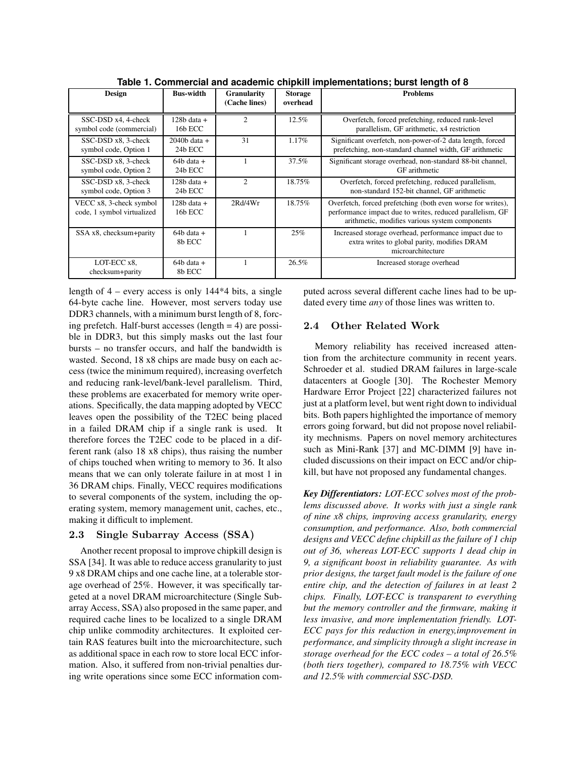**Table 1. Commercial and academic chipkill implementations; burst length of 8**

| Design | Bus-width | Granularity (Cache lines) | Storage overhead | Problems |
|---|---|---|---|---|
| SSC-DSD x4, 4-check symbol code (commercial) | 128b data + 16b ECC | 2 | 12.5% | Overfetch, forced prefetching, reduced rank-level parallelism, GF arithmetic, x4 restriction |
| SSC-DSD x8, 3-check symbol code, Option 1 | 2040b data + 24b ECC | 31 | 1.17% | Significant overfetch, non-power-of-2 data length, forced prefetching, non-standard channel width, GF arithmetic |
| SSC-DSD x8, 3-check symbol code, Option 2 | 64b data + 24b ECC | 1 | 37.5% | Significant storage overhead, non-standard 88-bit channel, GF arithmetic |
| SSC-DSD x8, 3-check symbol code, Option 3 | 128b data + 24b ECC | 2 | 18.75% | Overfetch, forced prefetching, reduced parallelism, non-standard 152-bit channel, GF arithmetic |
| VECC x8, 3-check symbol code, 1 symbol virtualized | 128b data + 16b ECC | 2Rd/4Wr | 18.75% | Overfetch, forced prefetching (both even worse for writes), performance impact due to writes, reduced parallelism, GF arithmetic, modifies various system components |
| SSA x8, checksum+parity | 64b data + 8b ECC | 1 | 25% | Increased storage overhead, performance impact due to extra writes to global parity, modifies DRAM microarchitecture |
| LOT-ECC x8, checksum+parity | 64b data + 8b ECC | 1 | 26.5% | Increased storage overhead |

length of 4 – every access is only 144*4 bits, a single 64-byte cache line. However, most servers today use DDR3 channels, with a minimum burst length of 8, forcing prefetch. Half-burst accesses (length = 4) are possible in DDR3, but this simply masks out the last four bursts – no transfer occurs, and half the bandwidth is wasted. Second, 18 x8 chips are made busy on each access (twice the minimum required), increasing overfetch and reducing rank-level/bank-level parallelism. Third, these problems are exacerbated for memory write operations. Specifically, the data mapping adopted by VECC leaves open the possibility of the T2EC being placed in a failed DRAM chip if a single rank is used. It therefore forces the T2EC code to be placed in a different rank (also 18 x8 chips), thus raising the number of chips touched when writing to memory to 36. It also means that we can only tolerate failure in at most 1 in 36 DRAM chips. Finally, VECC requires modifications to several components of the system, including the operating system, memory management unit, caches, etc., making it difficult to implement.

## 2.3 Single Subarray Access (SSA)

Another recent proposal to improve chipkill design is SSA [34]. It was able to reduce access granularity to just 9 x8 DRAM chips and one cache line, at a tolerable storage overhead of 25%. However, it was specifically targeted at a novel DRAM microarchitecture (Single Subarray Access, SSA) also proposed in the same paper, and required cache lines to be localized to a single DRAM chip unlike commodity architectures. It exploited certain RAS features built into the microarchitecture, such as additional space in each row to store local ECC information. Also, it suffered from non-trivial penalties during write operations since some ECC information computed across several different cache lines had to be updated every time *any* of those lines was written to.

## 2.4 Other Related Work

Memory reliability has received increased attention from the architecture community in recent years. Schroeder et al. studied DRAM failures in large-scale datacenters at Google [30]. The Rochester Memory Hardware Error Project [22] characterized failures not just at a platform level, but went right down to individual bits. Both papers highlighted the importance of memory errors going forward, but did not propose novel reliability mechnisms. Papers on novel memory architectures such as Mini-Rank [37] and MC-DIMM [9] have included discussions on their impact on ECC and/or chipkill, but have not proposed any fundamental changes.

***Key Differentiators:*** *LOT-ECC solves most of the problems discussed above. It works with just a single rank of nine x8 chips, improving access granularity, energy consumption, and performance. Also, both commercial designs and VECC define chipkill as the failure of 1 chip out of 36, whereas LOT-ECC supports 1 dead chip in 9, a significant boost in reliability guarantee. As with prior designs, the target fault model is the failure of one entire chip, and the detection of failures in at least 2 chips. Finally, LOT-ECC is transparent to everything but the memory controller and the firmware, making it less invasive, and more implementation friendly. LOT-ECC pays for this reduction in energy,improvement in performance, and simplicity through a slight increase in storage overhead for the ECC codes – a total of 26.5% (both tiers together), compared to 18.75% with VECC and 12.5% with commercial SSC-DSD.*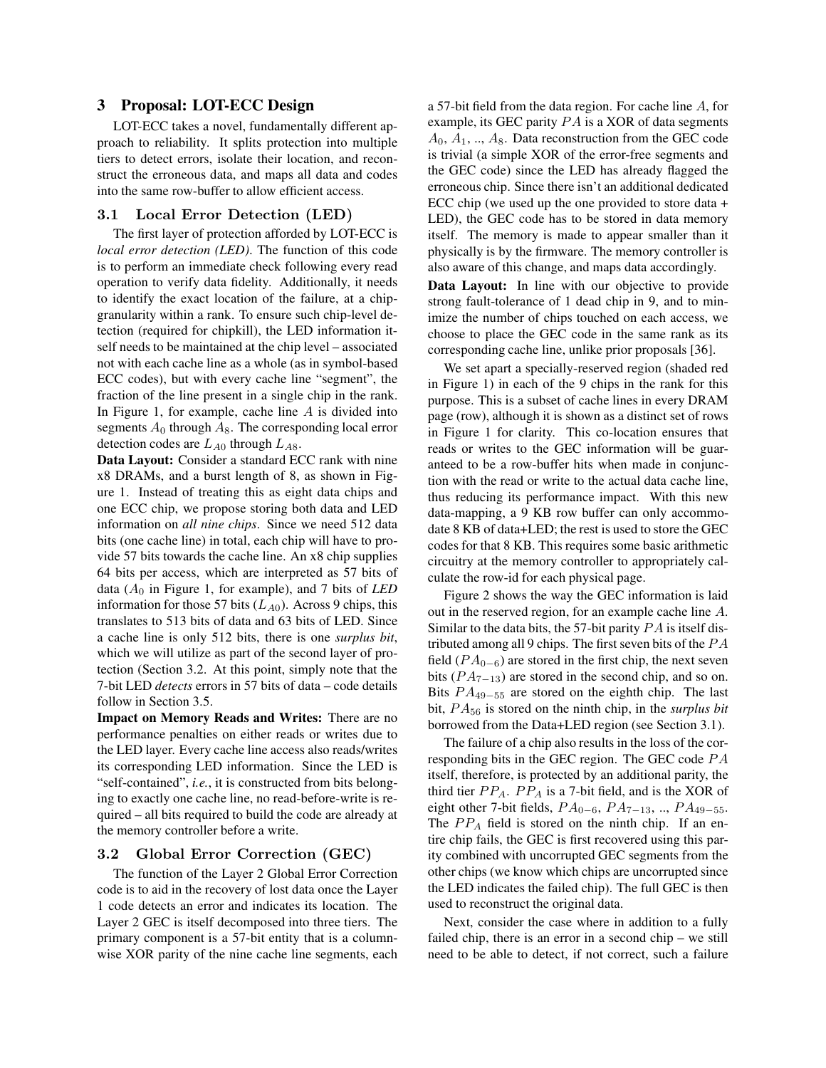## 3 Proposal: LOT-ECC Design

LOT-ECC takes a novel, fundamentally different approach to reliability. It splits protection into multiple tiers to detect errors, isolate their location, and reconstruct the erroneous data, and maps all data and codes into the same row-buffer to allow efficient access.

### 3.1 Local Error Detection (LED)

The first layer of protection afforded by LOT-ECC is *local error detection (LED)*. The function of this code is to perform an immediate check following every read operation to verify data fidelity. Additionally, it needs to identify the exact location of the failure, at a chip-granularity within a rank. To ensure such chip-level detection (required for chipkill), the LED information itself needs to be maintained at the chip level – associated not with each cache line as a whole (as in symbol-based ECC codes), but with every cache line "segment", the fraction of the line present in a single chip in the rank. In Figure 1, for example, cache line $A$ is divided into segments $A_0$ through $A_8$. The corresponding local error detection codes are $L_{A0}$ through $L_{A8}$.

**Data Layout:** Consider a standard ECC rank with nine x8 DRAMs, and a burst length of 8, as shown in Figure 1. Instead of treating this as eight data chips and one ECC chip, we propose storing both data and LED information on *all nine chips*. Since we need 512 data bits (one cache line) in total, each chip will have to provide 57 bits towards the cache line. An x8 chip supplies 64 bits per access, which are interpreted as 57 bits of data ($A_0$ in Figure 1, for example), and 7 bits of *LED* information for those 57 bits ($L_{A0}$). Across 9 chips, this translates to 513 bits of data and 63 bits of LED. Since a cache line is only 512 bits, there is one *surplus bit*, which we will utilize as part of the second layer of protection (Section 3.2. At this point, simply note that the 7-bit LED *detects* errors in 57 bits of data – code details follow in Section 3.5.

**Impact on Memory Reads and Writes:** There are no performance penalties on either reads or writes due to the LED layer. Every cache line access also reads/writes its corresponding LED information. Since the LED is "self-contained", *i.e.*, it is constructed from bits belonging to exactly one cache line, no read-before-write is required – all bits required to build the code are already at the memory controller before a write.

### 3.2 Global Error Correction (GEC)

The function of the Layer 2 Global Error Correction code is to aid in the recovery of lost data once the Layer 1 code detects an error and indicates its location. The Layer 2 GEC is itself decomposed into three tiers. The primary component is a 57-bit entity that is a columnwise XOR parity of the nine cache line segments, each a 57-bit field from the data region. For cache line $A$, for example, its GEC parity $PA$ is a XOR of data segments $A_0$, $A_1$, .., $A_8$. Data reconstruction from the GEC code is trivial (a simple XOR of the error-free segments and the GEC code) since the LED has already flagged the erroneous chip. Since there isn't an additional dedicated ECC chip (we used up the one provided to store data + LED), the GEC code has to be stored in data memory itself. The memory is made to appear smaller than it physically is by the firmware. The memory controller is also aware of this change, and maps data accordingly.

**Data Layout:** In line with our objective to provide strong fault-tolerance of 1 dead chip in 9, and to minimize the number of chips touched on each access, we choose to place the GEC code in the same rank as its corresponding cache line, unlike prior proposals [36].

We set apart a specially-reserved region (shaded red in Figure 1) in each of the 9 chips in the rank for this purpose. This is a subset of cache lines in every DRAM page (row), although it is shown as a distinct set of rows in Figure 1 for clarity. This co-location ensures that reads or writes to the GEC information will be guaranteed to be a row-buffer hits when made in conjunction with the read or write to the actual data cache line, thus reducing its performance impact. With this new data-mapping, a 9 KB row buffer can only accommodate 8 KB of data+LED; the rest is used to store the GEC codes for that 8 KB. This requires some basic arithmetic circuitry at the memory controller to appropriately calculate the row-id for each physical page.

Figure 2 shows the way the GEC information is laid out in the reserved region, for an example cache line $A$. Similar to the data bits, the 57-bit parity $PA$ is itself distributed among all 9 chips. The first seven bits of the $PA$ field ($PA_{0-6}$) are stored in the first chip, the next seven bits ($PA_{7-13}$) are stored in the second chip, and so on. Bits $PA_{49-55}$ are stored on the eighth chip. The last bit, $PA_{56}$ is stored on the ninth chip, in the *surplus bit* borrowed from the Data+LED region (see Section 3.1).

The failure of a chip also results in the loss of the corresponding bits in the GEC region. The GEC code $PA$ itself, therefore, is protected by an additional parity, the third tier $PP_A$. $PP_A$ is a 7-bit field, and is the XOR of eight other 7-bit fields, $PA_{0-6}$, $PA_{7-13}$, .., $PA_{49-55}$. The $PP_A$ field is stored on the ninth chip. If an entire chip fails, the GEC is first recovered using this parity combined with uncorrupted GEC segments from the other chips (we know which chips are uncorrupted since the LED indicates the failed chip). The full GEC is then used to reconstruct the original data.

Next, consider the case where in addition to a fully failed chip, there is an error in a second chip – we still need to be able to detect, if not correct, such a failure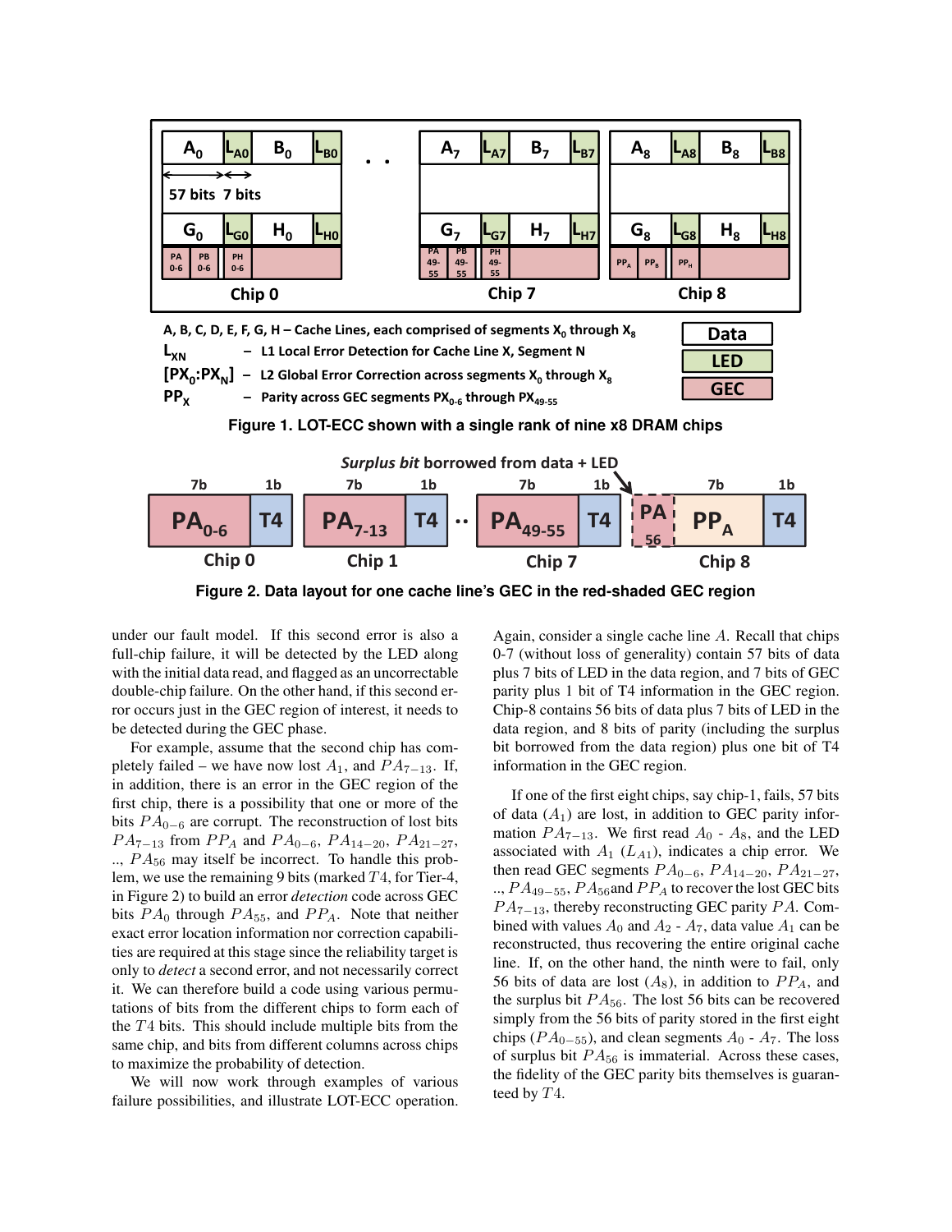Figure 1. LOT-ECC shown with a single rank of nine x8 DRAM chips

Figure 2. Data layout for one cache line's GEC in the red-shaded GEC region

under our fault model. If this second error is also a full-chip failure, it will be detected by the LED along with the initial data read, and flagged as an uncorrectable double-chip failure. On the other hand, if this second error occurs just in the GEC region of interest, it needs to be detected during the GEC phase.

For example, assume that the second chip has completely failed – we have now lost $A_1$, and $PA_{7-13}$. If, in addition, there is an error in the GEC region of the first chip, there is a possibility that one or more of the bits $PA_{0-6}$ are corrupt. The reconstruction of lost bits $PA_{7-13}$ from $PP_A$ and $PA_{0-6}$, $PA_{14-20}$, $PA_{21-27}$, .., $PA_{56}$ may itself be incorrect. To handle this problem, we use the remaining 9 bits (marked $T4$, for Tier-4, in Figure 2) to build an error *detection* code across GEC bits $PA_0$ through $PA_{55}$, and $PP_A$. Note that neither exact error location information nor correction capabilities are required at this stage since the reliability target is only to *detect* a second error, and not necessarily correct it. We can therefore build a code using various permutations of bits from the different chips to form each of the $T4$ bits. This should include multiple bits from the same chip, and bits from different columns across chips to maximize the probability of detection.

We will now work through examples of various failure possibilities, and illustrate LOT-ECC operation. Again, consider a single cache line $A$. Recall that chips 0-7 (without loss of generality) contain 57 bits of data plus 7 bits of LED in the data region, and 7 bits of GEC parity plus 1 bit of T4 information in the GEC region. Chip-8 contains 56 bits of data plus 7 bits of LED in the data region, and 8 bits of parity (including the surplus bit borrowed from the data region) plus one bit of T4 information in the GEC region.

If one of the first eight chips, say chip-1, fails, 57 bits of data ($A_1$) are lost, in addition to GEC parity information $PA_{7-13}$. We first read $A_0$ - $A_8$, and the LED associated with $A_1$ ($L_{A1}$), indicates a chip error. We then read GEC segments $PA_{0-6}$, $PA_{14-20}$, $PA_{21-27}$, .., $PA_{49-55}$, $PA_{56}$and $PP_A$ to recover the lost GEC bits $PA_{7-13}$, thereby reconstructing GEC parity $PA$. Combined with values $A_0$ and $A_2$ - $A_7$, data value $A_1$ can be reconstructed, thus recovering the entire original cache line. If, on the other hand, the ninth were to fail, only 56 bits of data are lost ($A_8$), in addition to $PP_A$, and the surplus bit $PA_{56}$. The lost 56 bits can be recovered simply from the 56 bits of parity stored in the first eight chips ($PA_{0-55}$), and clean segments $A_0$ - $A_7$. The loss of surplus bit $PA_{56}$ is immaterial. Across these cases, the fidelity of the GEC parity bits themselves is guaranteed by $T4$.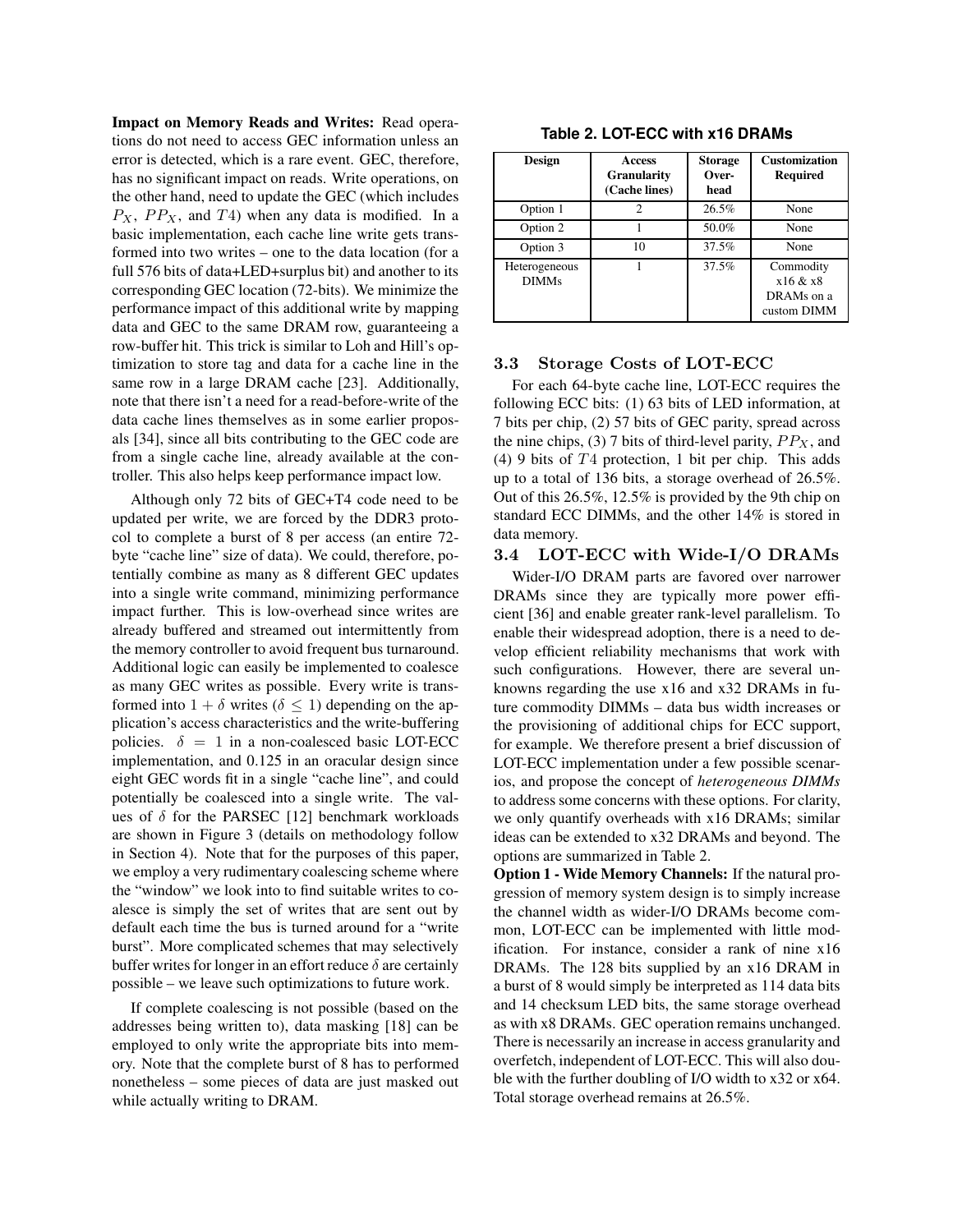**Impact on Memory Reads and Writes:** Read operations do not need to access GEC information unless an error is detected, which is a rare event. GEC, therefore, has no significant impact on reads. Write operations, on the other hand, need to update the GEC (which includes $P_X$, $PP_X$, and $T4$) when any data is modified. In a basic implementation, each cache line write gets transformed into two writes – one to the data location (for a full 576 bits of data+LED+surplus bit) and another to its corresponding GEC location (72-bits). We minimize the performance impact of this additional write by mapping data and GEC to the same DRAM row, guaranteeing a row-buffer hit. This trick is similar to Loh and Hill's optimization to store tag and data for a cache line in the same row in a large DRAM cache [23]. Additionally, note that there isn't a need for a read-before-write of the data cache lines themselves as in some earlier proposals [34], since all bits contributing to the GEC code are from a single cache line, already available at the controller. This also helps keep performance impact low.

Although only 72 bits of GEC+T4 code need to be updated per write, we are forced by the DDR3 protocol to complete a burst of 8 per access (an entire 72-byte "cache line" size of data). We could, therefore, potentially combine as many as 8 different GEC updates into a single write command, minimizing performance impact further. This is low-overhead since writes are already buffered and streamed out intermittently from the memory controller to avoid frequent bus turnaround. Additional logic can easily be implemented to coalesce as many GEC writes as possible. Every write is transformed into $1 + \delta$ writes ($\delta \leq 1$) depending on the application's access characteristics and the write-buffering policies. $\delta = 1$ in a non-coalesced basic LOT-ECC implementation, and 0.125 in an oracular design since eight GEC words fit in a single "cache line", and could potentially be coalesced into a single write. The values of $\delta$ for the PARSEC [12] benchmark workloads are shown in Figure 3 (details on methodology follow in Section 4). Note that for the purposes of this paper, we employ a very rudimentary coalescing scheme where the "window" we look into to find suitable writes to coalesce is simply the set of writes that are sent out by default each time the bus is turned around for a "write burst". More complicated schemes that may selectively buffer writes for longer in an effort reduce $\delta$ are certainly possible – we leave such optimizations to future work.

If complete coalescing is not possible (based on the addresses being written to), data masking [18] can be employed to only write the appropriate bits into memory. Note that the complete burst of 8 has to performed nonetheless – some pieces of data are just masked out while actually writing to DRAM.

**Table 2. LOT-ECC with x16 DRAMs**

| Design | Access Granularity (Cache lines) | Storage Overhead | Customization Required |
|---|---|---|---|
| Option 1 | 2 | 26.5% | None |
| Option 2 | 1 | 50.0% | None |
| Option 3 | 10 | 37.5% | None |
| Heterogeneous DIMMs | 1 | 37.5% | Commodity x16 & x8 DRAMs on a custom DIMM |

### 3.3 Storage Costs of LOT-ECC

For each 64-byte cache line, LOT-ECC requires the following ECC bits: (1) 63 bits of LED information, at 7 bits per chip, (2) 57 bits of GEC parity, spread across the nine chips, (3) 7 bits of third-level parity, $PP_X$, and (4) 9 bits of $T4$ protection, 1 bit per chip. This adds up to a total of 136 bits, a storage overhead of 26.5%. Out of this 26.5%, 12.5% is provided by the 9th chip on standard ECC DIMMs, and the other 14% is stored in data memory.

### 3.4 LOT-ECC with Wide-I/O DRAMs

Wider-I/O DRAM parts are favored over narrower DRAMs since they are typically more power efficient [36] and enable greater rank-level parallelism. To enable their widespread adoption, there is a need to develop efficient reliability mechanisms that work with such configurations. However, there are several unknowns regarding the use x16 and x32 DRAMs in future commodity DIMMs – data bus width increases or the provisioning of additional chips for ECC support, for example. We therefore present a brief discussion of LOT-ECC implementation under a few possible scenarios, and propose the concept of *heterogeneous DIMMs* to address some concerns with these options. For clarity, we only quantify overheads with x16 DRAMs; similar ideas can be extended to x32 DRAMs and beyond. The options are summarized in Table 2.

**Option 1 - Wide Memory Channels:** If the natural progression of memory system design is to simply increase the channel width as wider-I/O DRAMs become common, LOT-ECC can be implemented with little modification. For instance, consider a rank of nine x16 DRAMs. The 128 bits supplied by an x16 DRAM in a burst of 8 would simply be interpreted as 114 data bits and 14 checksum LED bits, the same storage overhead as with x8 DRAMs. GEC operation remains unchanged. There is necessarily an increase in access granularity and overfetch, independent of LOT-ECC. This will also double with the further doubling of I/O width to x32 or x64. Total storage overhead remains at 26.5%.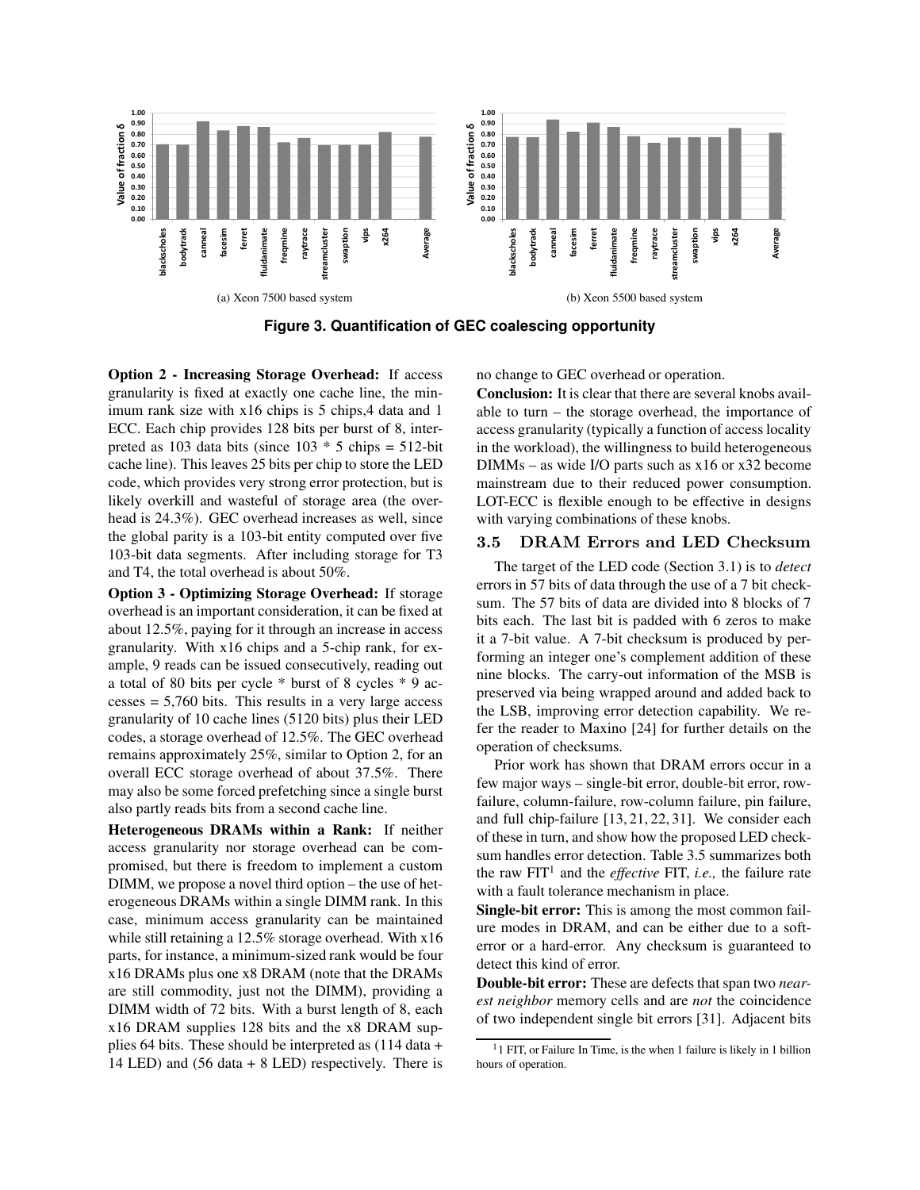Figure 3. Quantification of GEC coalescing opportunity

(a) Xeon 7500 based system

(b) Xeon 5500 based system

**Option 2 - Increasing Storage Overhead:** If access granularity is fixed at exactly one cache line, the minimum rank size with x16 chips is 5 chips,4 data and 1 ECC. Each chip provides 128 bits per burst of 8, interpreted as 103 data bits (since 103 * 5 chips = 512-bit cache line). This leaves 25 bits per chip to store the LED code, which provides very strong error protection, but is likely overkill and wasteful of storage area (the overhead is 24.3%). GEC overhead increases as well, since the global parity is a 103-bit entity computed over five 103-bit data segments. After including storage for T3 and T4, the total overhead is about 50%.

**Option 3 - Optimizing Storage Overhead:** If storage overhead is an important consideration, it can be fixed at about 12.5%, paying for it through an increase in access granularity. With x16 chips and a 5-chip rank, for example, 9 reads can be issued consecutively, reading out a total of 80 bits per cycle * burst of 8 cycles * 9 accesses = 5,760 bits. This results in a very large access granularity of 10 cache lines (5120 bits) plus their LED codes, a storage overhead of 12.5%. The GEC overhead remains approximately 25%, similar to Option 2, for an overall ECC storage overhead of about 37.5%. There may also be some forced prefetching since a single burst also partly reads bits from a second cache line.

**Heterogeneous DRAMs within a Rank:** If neither access granularity nor storage overhead can be compromised, but there is freedom to implement a custom DIMM, we propose a novel third option – the use of heterogeneous DRAMs within a single DIMM rank. In this case, minimum access granularity can be maintained while still retaining a 12.5% storage overhead. With x16 parts, for instance, a minimum-sized rank would be four x16 DRAMs plus one x8 DRAM (note that the DRAMs are still commodity, just not the DIMM), providing a DIMM width of 72 bits. With a burst length of 8, each x16 DRAM supplies 128 bits and the x8 DRAM supplies 64 bits. These should be interpreted as (114 data + 14 LED) and (56 data + 8 LED) respectively. There is no change to GEC overhead or operation.

**Conclusion:** It is clear that there are several knobs available to turn – the storage overhead, the importance of access granularity (typically a function of access locality in the workload), the willingness to build heterogeneous DIMMs – as wide I/O parts such as x16 or x32 become mainstream due to their reduced power consumption. LOT-ECC is flexible enough to be effective in designs with varying combinations of these knobs.

## 3.5 DRAM Errors and LED Checksum

The target of the LED code (Section 3.1) is to *detect* errors in 57 bits of data through the use of a 7 bit checksum. The 57 bits of data are divided into 8 blocks of 7 bits each. The last bit is padded with 6 zeros to make it a 7-bit value. A 7-bit checksum is produced by performing an integer one's complement addition of these nine blocks. The carry-out information of the MSB is preserved via being wrapped around and added back to the LSB, improving error detection capability. We refer the reader to Maxino [24] for further details on the operation of checksums.

Prior work has shown that DRAM errors occur in a few major ways – single-bit error, double-bit error, row-failure, column-failure, row-column failure, pin failure, and full chip-failure [13, 21, 22, 31]. We consider each of these in turn, and show how the proposed LED checksum handles error detection. Table 3.5 summarizes both the raw FIT[1] and the *effective* FIT, *i.e.,* the failure rate with a fault tolerance mechanism in place.

**Single-bit error:** This is among the most common failure modes in DRAM, and can be either due to a soft-error or a hard-error. Any checksum is guaranteed to detect this kind of error.

**Double-bit error:** These are defects that span two *nearest neighbor* memory cells and are *not* the coincidence of two independent single bit errors [31]. Adjacent bits

[1] 1 FIT, or Failure In Time, is the when 1 failure is likely in 1 billion hours of operation.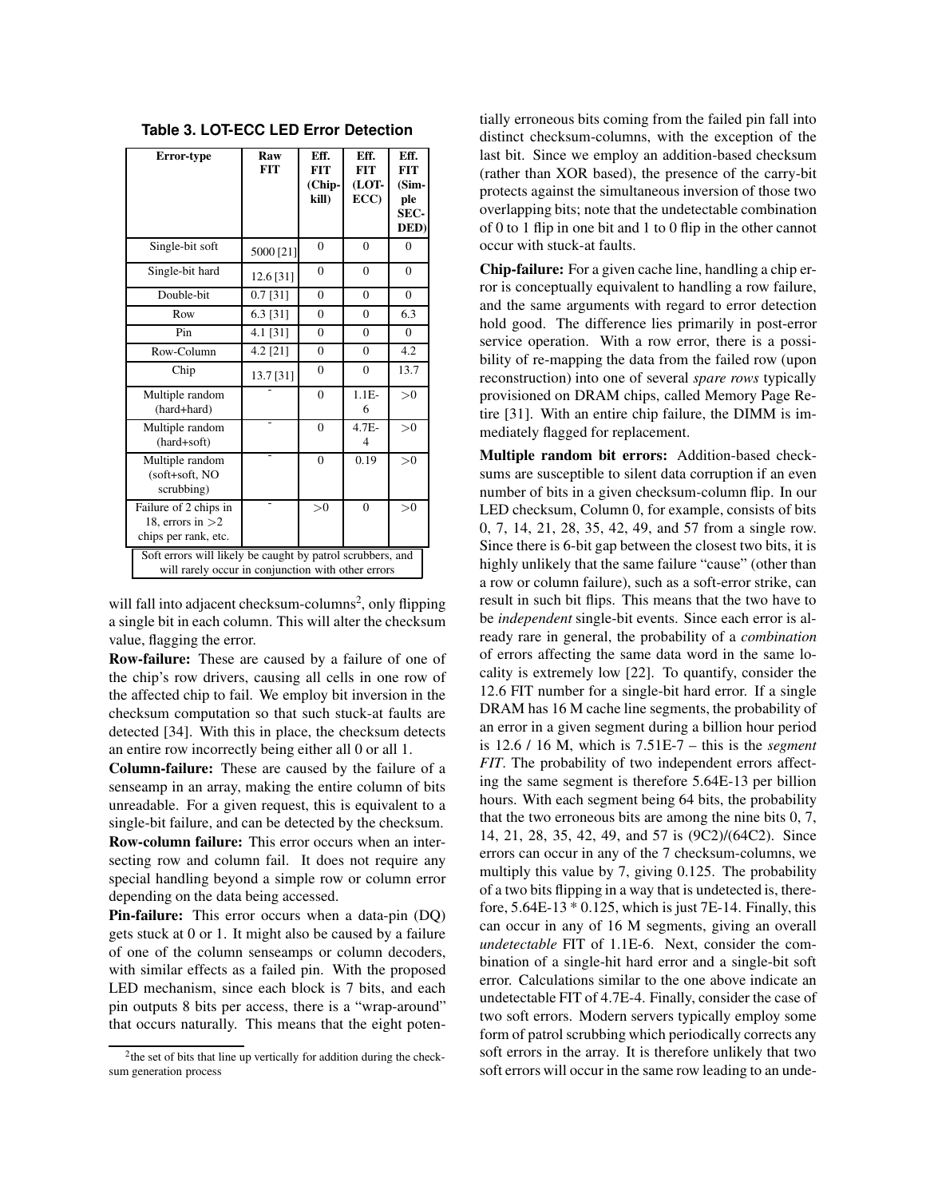**Table 3. LOT-ECC LED Error Detection**

| Error-type | Raw FIT | Eff. FIT (Chip-kill) | Eff. FIT (LOT-ECC) | Eff. FIT (Simple SEC-DED) |
|---|---|---|---|---|
| Single-bit soft | 5000 [21] | 0 | 0 | 0 |
| Single-bit hard | 12.6 [31] | 0 | 0 | 0 |
| Double-bit | 0.7 [31] | 0 | 0 | 0 |
| Row | 6.3 [31] | 0 | 0 | 6.3 |
| Pin | 4.1 [31] | 0 | 0 | 0 |
| Row-Column | 4.2 [21] | 0 | 0 | 4.2 |
| Chip | 13.7 [31] | 0 | 0 | 13.7 |
| Multiple random (hard+hard) | - | 0 | 1.1E-6 | >0 |
| Multiple random (hard+soft) | - | 0 | 4.7E-4 | >0 |
| Multiple random (soft+soft, NO scrubbing) | - | 0 | 0.19 | >0 |
| Failure of 2 chips in 18, errors in >2 chips per rank, etc. | - | >0 | 0 | >0 |

Soft errors will likely be caught by patrol scrubbers, and will rarely occur in conjunction with other errors

will fall into adjacent checksum-columns[2], only flipping a single bit in each column. This will alter the checksum value, flagging the error.

**Row-failure:** These are caused by a failure of one of the chip's row drivers, causing all cells in one row of the affected chip to fail. We employ bit inversion in the checksum computation so that such stuck-at faults are detected [34]. With this in place, the checksum detects an entire row incorrectly being either all 0 or all 1.

**Column-failure:** These are caused by the failure of a senseamp in an array, making the entire column of bits unreadable. For a given request, this is equivalent to a single-bit failure, and can be detected by the checksum.

**Row-column failure:** This error occurs when an intersecting row and column fail. It does not require any special handling beyond a simple row or column error depending on the data being accessed.

**Pin-failure:** This error occurs when a data-pin (DQ) gets stuck at 0 or 1. It might also be caused by a failure of one of the column senseamps or column decoders, with similar effects as a failed pin. With the proposed LED mechanism, since each block is 7 bits, and each pin outputs 8 bits per access, there is a "wrap-around" that occurs naturally. This means that the eight potentially erroneous bits coming from the failed pin fall into distinct checksum-columns, with the exception of the last bit. Since we employ an addition-based checksum (rather than XOR based), the presence of the carry-bit protects against the simultaneous inversion of those two overlapping bits; note that the undetectable combination of 0 to 1 flip in one bit and 1 to 0 flip in the other cannot occur with stuck-at faults.

**Chip-failure:** For a given cache line, handling a chip error is conceptually equivalent to handling a row failure, and the same arguments with regard to error detection hold good. The difference lies primarily in post-error service operation. With a row error, there is a possibility of re-mapping the data from the failed row (upon reconstruction) into one of several *spare rows* typically provisioned on DRAM chips, called Memory Page Retire [31]. With an entire chip failure, the DIMM is immediately flagged for replacement.

**Multiple random bit errors:** Addition-based checksums are susceptible to silent data corruption if an even number of bits in a given checksum-column flip. In our LED checksum, Column 0, for example, consists of bits 0, 7, 14, 21, 28, 35, 42, 49, and 57 from a single row. Since there is 6-bit gap between the closest two bits, it is highly unlikely that the same failure "cause" (other than a row or column failure), such as a soft-error strike, can result in such bit flips. This means that the two have to be *independent* single-bit events. Since each error is already rare in general, the probability of a *combination* of errors affecting the same data word in the same locality is extremely low [22]. To quantify, consider the 12.6 FIT number for a single-bit hard error. If a single DRAM has 16 M cache line segments, the probability of an error in a given segment during a billion hour period is 12.6 / 16 M, which is 7.51E-7 – this is the *segment FIT*. The probability of two independent errors affecting the same segment is therefore 5.64E-13 per billion hours. With each segment being 64 bits, the probability that the two erroneous bits are among the nine bits 0, 7, 14, 21, 28, 35, 42, 49, and 57 is (9C2)/(64C2). Since errors can occur in any of the 7 checksum-columns, we multiply this value by 7, giving 0.125. The probability of a two bits flipping in a way that is undetected is, therefore, 5.64E-13 * 0.125, which is just 7E-14. Finally, this can occur in any of 16 M segments, giving an overall *undetectable* FIT of 1.1E-6. Next, consider the combination of a single-hit hard error and a single-bit soft error. Calculations similar to the one above indicate an undetectable FIT of 4.7E-4. Finally, consider the case of two soft errors. Modern servers typically employ some form of patrol scrubbing which periodically corrects any soft errors in the array. It is therefore unlikely that two soft errors will occur in the same row leading to an unde-

[2] the set of bits that line up vertically for addition during the checksum generation process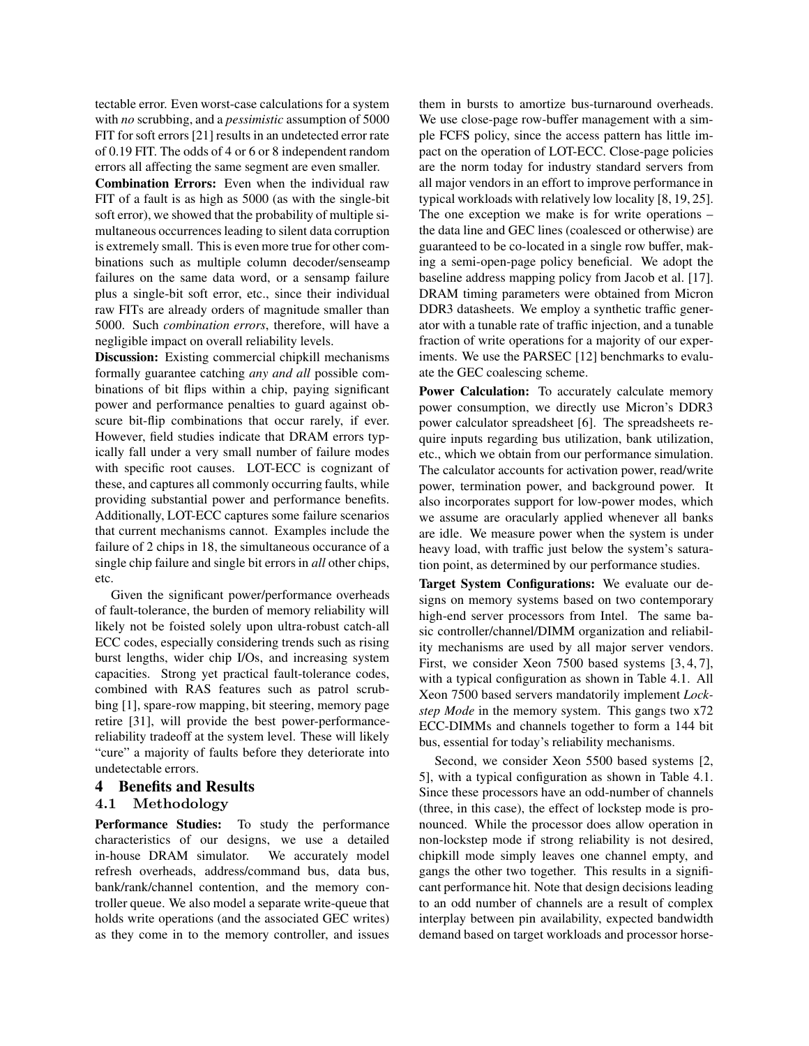tectable error. Even worst-case calculations for a system with *no* scrubbing, and a *pessimistic* assumption of 5000 FIT for soft errors [21] results in an undetected error rate of 0.19 FIT. The odds of 4 or 6 or 8 independent random errors all affecting the same segment are even smaller.

**Combination Errors:** Even when the individual raw FIT of a fault is as high as 5000 (as with the single-bit soft error), we showed that the probability of multiple simultaneous occurrences leading to silent data corruption is extremely small. This is even more true for other combinations such as multiple column decoder/senseamp failures on the same data word, or a sensamp failure plus a single-bit soft error, etc., since their individual raw FITs are already orders of magnitude smaller than 5000. Such *combination errors*, therefore, will have a negligible impact on overall reliability levels.

**Discussion:** Existing commercial chipkill mechanisms formally guarantee catching *any and all* possible combinations of bit flips within a chip, paying significant power and performance penalties to guard against obscure bit-flip combinations that occur rarely, if ever. However, field studies indicate that DRAM errors typically fall under a very small number of failure modes with specific root causes. LOT-ECC is cognizant of these, and captures all commonly occurring faults, while providing substantial power and performance benefits. Additionally, LOT-ECC captures some failure scenarios that current mechanisms cannot. Examples include the failure of 2 chips in 18, the simultaneous occurance of a single chip failure and single bit errors in *all* other chips, etc.

Given the significant power/performance overheads of fault-tolerance, the burden of memory reliability will likely not be foisted solely upon ultra-robust catch-all ECC codes, especially considering trends such as rising burst lengths, wider chip I/Os, and increasing system capacities. Strong yet practical fault-tolerance codes, combined with RAS features such as patrol scrubbing [1], spare-row mapping, bit steering, memory page retire [31], will provide the best power-performance-reliability tradeoff at the system level. These will likely "cure" a majority of faults before they deteriorate into undetectable errors.

# 4 Benefits and Results

## 4.1 Methodology

**Performance Studies:** To study the performance characteristics of our designs, we use a detailed in-house DRAM simulator. We accurately model refresh overheads, address/command bus, data bus, bank/rank/channel contention, and the memory controller queue. We also model a separate write-queue that holds write operations (and the associated GEC writes) as they come in to the memory controller, and issues them in bursts to amortize bus-turnaround overheads. We use close-page row-buffer management with a simple FCFS policy, since the access pattern has little impact on the operation of LOT-ECC. Close-page policies are the norm today for industry standard servers from all major vendors in an effort to improve performance in typical workloads with relatively low locality [8, 19, 25]. The one exception we make is for write operations – the data line and GEC lines (coalesced or otherwise) are guaranteed to be co-located in a single row buffer, making a semi-open-page policy beneficial. We adopt the baseline address mapping policy from Jacob et al. [17]. DRAM timing parameters were obtained from Micron DDR3 datasheets. We employ a synthetic traffic generator with a tunable rate of traffic injection, and a tunable fraction of write operations for a majority of our experiments. We use the PARSEC [12] benchmarks to evaluate the GEC coalescing scheme.

**Power Calculation:** To accurately calculate memory power consumption, we directly use Micron's DDR3 power calculator spreadsheet [6]. The spreadsheets require inputs regarding bus utilization, bank utilization, etc., which we obtain from our performance simulation. The calculator accounts for activation power, read/write power, termination power, and background power. It also incorporates support for low-power modes, which we assume are oracularly applied whenever all banks are idle. We measure power when the system is under heavy load, with traffic just below the system's saturation point, as determined by our performance studies.

**Target System Configurations:** We evaluate our designs on memory systems based on two contemporary high-end server processors from Intel. The same basic controller/channel/DIMM organization and reliability mechanisms are used by all major server vendors. First, we consider Xeon 7500 based systems [3, 4, 7], with a typical configuration as shown in Table 4.1. All Xeon 7500 based servers mandatorily implement *Lockstep Mode* in the memory system. This gangs two x72 ECC-DIMMs and channels together to form a 144 bit bus, essential for today's reliability mechanisms.

Second, we consider Xeon 5500 based systems [2, 5], with a typical configuration as shown in Table 4.1. Since these processors have an odd-number of channels (three, in this case), the effect of lockstep mode is pronounced. While the processor does allow operation in non-lockstep mode if strong reliability is not desired, chipkill mode simply leaves one channel empty, and gangs the other two together. This results in a significant performance hit. Note that design decisions leading to an odd number of channels are a result of complex interplay between pin availability, expected bandwidth demand based on target workloads and processor horse-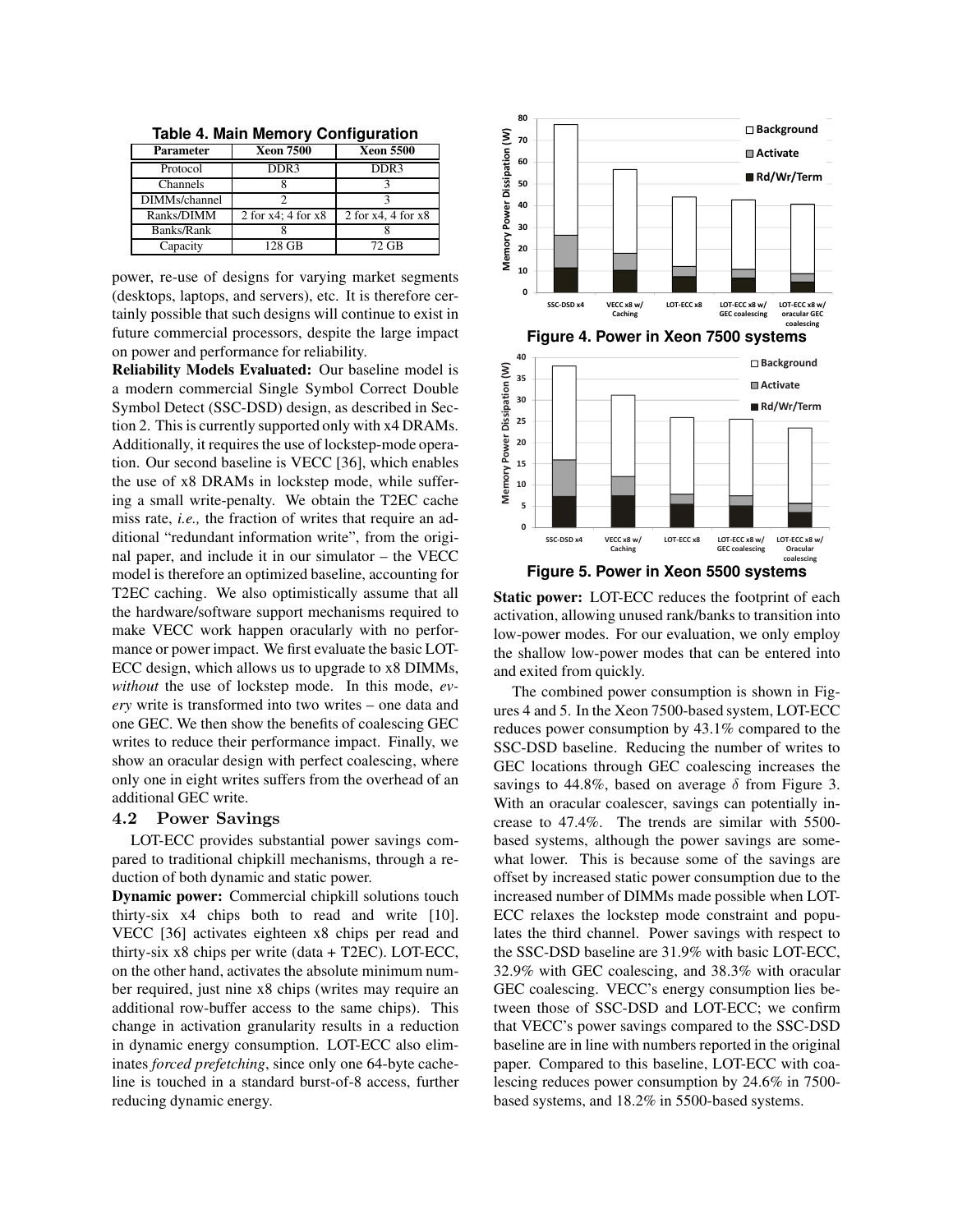**Table 4. Main Memory Configuration**

| Parameter | Xeon 7500 | Xeon 5500 |
|---|---|---|
| Protocol | DDR3 | DDR3 |
| Channels | 8 | 3 |
| DIMMs/channel | 2 | 3 |
| Ranks/DIMM | 2 for x4; 4 for x8 | 2 for x4, 4 for x8 |
| Banks/Rank | 8 | 8 |
| Capacity | 128 GB | 72 GB |

power, re-use of designs for varying market segments (desktops, laptops, and servers), etc. It is therefore certainly possible that such designs will continue to exist in future commercial processors, despite the large impact on power and performance for reliability.

**Reliability Models Evaluated:** Our baseline model is a modern commercial Single Symbol Correct Double Symbol Detect (SSC-DSD) design, as described in Section 2. This is currently supported only with x4 DRAMs. Additionally, it requires the use of lockstep-mode operation. Our second baseline is VECC [36], which enables the use of x8 DRAMs in lockstep mode, while suffering a small write-penalty. We obtain the T2EC cache miss rate, *i.e.,* the fraction of writes that require an additional "redundant information write", from the original paper, and include it in our simulator – the VECC model is therefore an optimized baseline, accounting for T2EC caching. We also optimistically assume that all the hardware/software support mechanisms required to make VECC work happen oracularly with no performance or power impact. We first evaluate the basic LOT-ECC design, which allows us to upgrade to x8 DIMMs, *without* the use of lockstep mode. In this mode, *every* write is transformed into two writes – one data and one GEC. We then show the benefits of coalescing GEC writes to reduce their performance impact. Finally, we show an oracular design with perfect coalescing, where only one in eight writes suffers from the overhead of an additional GEC write.

### 4.2 Power Savings

LOT-ECC provides substantial power savings compared to traditional chipkill mechanisms, through a reduction of both dynamic and static power.

**Dynamic power:** Commercial chipkill solutions touch thirty-six x4 chips both to read and write [10]. VECC [36] activates eighteen x8 chips per read and thirty-six x8 chips per write (data + T2EC). LOT-ECC, on the other hand, activates the absolute minimum number required, just nine x8 chips (writes may require an additional row-buffer access to the same chips). This change in activation granularity results in a reduction in dynamic energy consumption. LOT-ECC also eliminates *forced prefetching*, since only one 64-byte cacheline is touched in a standard burst-of-8 access, further reducing dynamic energy.

**Figure 4. Power in Xeon 7500 systems**

**Figure 5. Power in Xeon 5500 systems**

**Static power:** LOT-ECC reduces the footprint of each activation, allowing unused rank/banks to transition into low-power modes. For our evaluation, we only employ the shallow low-power modes that can be entered into and exited from quickly.

The combined power consumption is shown in Figures 4 and 5. In the Xeon 7500-based system, LOT-ECC reduces power consumption by 43.1% compared to the SSC-DSD baseline. Reducing the number of writes to GEC locations through GEC coalescing increases the savings to 44.8%, based on average $\delta$ from Figure 3. With an oracular coalescer, savings can potentially increase to 47.4%. The trends are similar with 5500-based systems, although the power savings are somewhat lower. This is because some of the savings are offset by increased static power consumption due to the increased number of DIMMs made possible when LOT-ECC relaxes the lockstep mode constraint and populates the third channel. Power savings with respect to the SSC-DSD baseline are 31.9% with basic LOT-ECC, 32.9% with GEC coalescing, and 38.3% with oracular GEC coalescing. VECC's energy consumption lies between those of SSC-DSD and LOT-ECC; we confirm that VECC's power savings compared to the SSC-DSD baseline are in line with numbers reported in the original paper. Compared to this baseline, LOT-ECC with coalescing reduces power consumption by 24.6% in 7500-based systems, and 18.2% in 5500-based systems.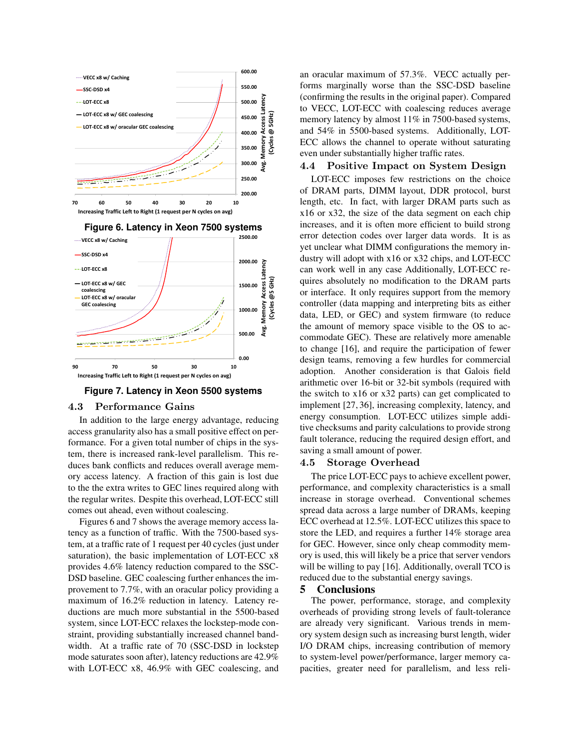Figure 6. Latency in Xeon 7500 systems

Figure 7. Latency in Xeon 5500 systems

### 4.3 Performance Gains

In addition to the large energy advantage, reducing access granularity also has a small positive effect on performance. For a given total number of chips in the system, there is increased rank-level parallelism. This reduces bank conflicts and reduces overall average memory access latency. A fraction of this gain is lost due to the the extra writes to GEC lines required along with the regular writes. Despite this overhead, LOT-ECC still comes out ahead, even without coalescing.

Figures 6 and 7 shows the average memory access latency as a function of traffic. With the 7500-based system, at a traffic rate of 1 request per 40 cycles (just under saturation), the basic implementation of LOT-ECC x8 provides 4.6% latency reduction compared to the SSC-DSD baseline. GEC coalescing further enhances the improvement to 7.7%, with an oracular policy providing a maximum of 16.2% reduction in latency. Latency reductions are much more substantial in the 5500-based system, since LOT-ECC relaxes the lockstep-mode constraint, providing substantially increased channel bandwidth. At a traffic rate of 70 (SSC-DSD in lockstep mode saturates soon after), latency reductions are 42.9% with LOT-ECC x8, 46.9% with GEC coalescing, and an oracular maximum of 57.3%. VECC actually performs marginally worse than the SSC-DSD baseline (confirming the results in the original paper). Compared to VECC, LOT-ECC with coalescing reduces average memory latency by almost 11% in 7500-based systems, and 54% in 5500-based systems. Additionally, LOT-ECC allows the channel to operate without saturating even under substantially higher traffic rates.

### 4.4 Positive Impact on System Design

LOT-ECC imposes few restrictions on the choice of DRAM parts, DIMM layout, DDR protocol, burst length, etc. In fact, with larger DRAM parts such as x16 or x32, the size of the data segment on each chip increases, and it is often more efficient to build strong error detection codes over larger data words. It is as yet unclear what DIMM configurations the memory industry will adopt with x16 or x32 chips, and LOT-ECC can work well in any case Additionally, LOT-ECC requires absolutely no modification to the DRAM parts or interface. It only requires support from the memory controller (data mapping and interpreting bits as either data, LED, or GEC) and system firmware (to reduce the amount of memory space visible to the OS to accommodate GEC). These are relatively more amenable to change [16], and require the participation of fewer design teams, removing a few hurdles for commercial adoption. Another consideration is that Galois field arithmetic over 16-bit or 32-bit symbols (required with the switch to x16 or x32 parts) can get complicated to implement [27, 36], increasing complexity, latency, and energy consumption. LOT-ECC utilizes simple additive checksums and parity calculations to provide strong fault tolerance, reducing the required design effort, and saving a small amount of power.

### 4.5 Storage Overhead

The price LOT-ECC pays to achieve excellent power, performance, and complexity characteristics is a small increase in storage overhead. Conventional schemes spread data across a large number of DRAMs, keeping ECC overhead at 12.5%. LOT-ECC utilizes this space to store the LED, and requires a further 14% storage area for GEC. However, since only cheap commodity memory is used, this will likely be a price that server vendors will be willing to pay [16]. Additionally, overall TCO is reduced due to the substantial energy savings.

## 5 Conclusions

The power, performance, storage, and complexity overheads of providing strong levels of fault-tolerance are already very significant. Various trends in memory system design such as increasing burst length, wider I/O DRAM chips, increasing contribution of memory to system-level power/performance, larger memory capacities, greater need for parallelism, and less reli-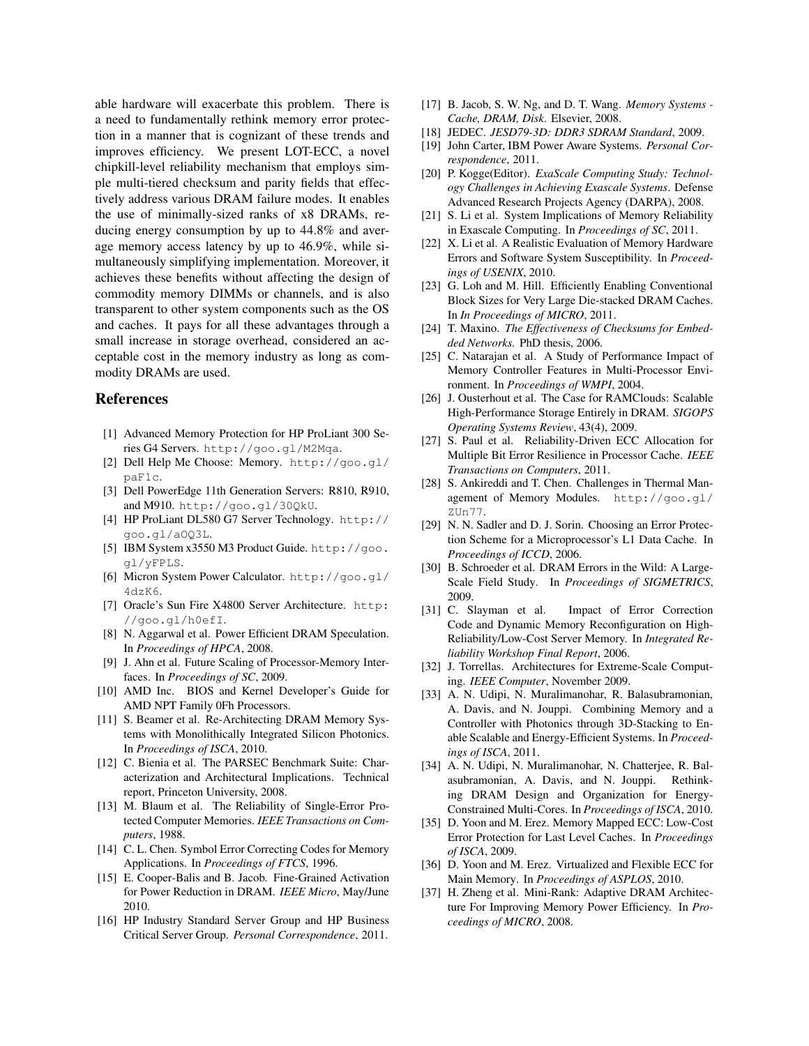able hardware will exacerbate this problem. There is a need to fundamentally rethink memory error protection in a manner that is cognizant of these trends and improves efficiency. We present LOT-ECC, a novel chipkill-level reliability mechanism that employs simple multi-tiered checksum and parity fields that effectively address various DRAM failure modes. It enables the use of minimally-sized ranks of x8 DRAMs, reducing energy consumption by up to 44.8% and average memory access latency by up to 46.9%, while simultaneously simplifying implementation. Moreover, it achieves these benefits without affecting the design of commodity memory DIMMs or channels, and is also transparent to other system components such as the OS and caches. It pays for all these advantages through a small increase in storage overhead, considered an acceptable cost in the memory industry as long as commodity DRAMs are used.

## References

[1] Advanced Memory Protection for HP ProLiant 300 Series G4 Servers. http://goo.gl/M2Mqa.

[2] Dell Help Me Choose: Memory. http://goo.gl/paF1c.

[3] Dell PowerEdge 11th Generation Servers: R810, R910, and M910. http://goo.gl/30QkU.

[4] HP ProLiant DL580 G7 Server Technology. http://goo.gl/aOQ3L.

[5] IBM System x3550 M3 Product Guide. http://goo.gl/yFPLS.

[6] Micron System Power Calculator. http://goo.gl/4dzK6.

[7] Oracle's Sun Fire X4800 Server Architecture. http://goo.gl/h0efI.

[8] N. Aggarwal et al. Power Efficient DRAM Speculation. In *Proceedings of HPCA*, 2008.

[9] J. Ahn et al. Future Scaling of Processor-Memory Interfaces. In *Proceedings of SC*, 2009.

[10] AMD Inc. BIOS and Kernel Developer's Guide for AMD NPT Family 0Fh Processors.

[11] S. Beamer et al. Re-Architecting DRAM Memory Systems with Monolithically Integrated Silicon Photonics. In *Proceedings of ISCA*, 2010.

[12] C. Bienia et al. The PARSEC Benchmark Suite: Characterization and Architectural Implications. Technical report, Princeton University, 2008.

[13] M. Blaum et al. The Reliability of Single-Error Protected Computer Memories. *IEEE Transactions on Computers*, 1988.

[14] C. L. Chen. Symbol Error Correcting Codes for Memory Applications. In *Proceedings of FTCS*, 1996.

[15] E. Cooper-Balis and B. Jacob. Fine-Grained Activation for Power Reduction in DRAM. *IEEE Micro*, May/June 2010.

[16] HP Industry Standard Server Group and HP Business Critical Server Group. *Personal Correspondence*, 2011.

[17] B. Jacob, S. W. Ng, and D. T. Wang. *Memory Systems - Cache, DRAM, Disk*. Elsevier, 2008.

[18] JEDEC. *JESD79-3D: DDR3 SDRAM Standard*, 2009.

[19] John Carter, IBM Power Aware Systems. *Personal Correspondence*, 2011.

[20] P. Kogge(Editor). *ExaScale Computing Study: Technology Challenges in Achieving Exascale Systems*. Defense Advanced Research Projects Agency (DARPA), 2008.

[21] S. Li et al. System Implications of Memory Reliability in Exascale Computing. In *Proceedings of SC*, 2011.

[22] X. Li et al. A Realistic Evaluation of Memory Hardware Errors and Software System Susceptibility. In *Proceedings of USENIX*, 2010.

[23] G. Loh and M. Hill. Efficiently Enabling Conventional Block Sizes for Very Large Die-stacked DRAM Caches. In *In Proceedings of MICRO*, 2011.

[24] T. Maxino. *The Effectiveness of Checksums for Embedded Networks.* PhD thesis, 2006.

[25] C. Natarajan et al. A Study of Performance Impact of Memory Controller Features in Multi-Processor Environment. In *Proceedings of WMPI*, 2004.

[26] J. Ousterhout et al. The Case for RAMClouds: Scalable High-Performance Storage Entirely in DRAM. *SIGOPS Operating Systems Review*, 43(4), 2009.

[27] S. Paul et al. Reliability-Driven ECC Allocation for Multiple Bit Error Resilience in Processor Cache. *IEEE Transactions on Computers*, 2011.

[28] S. Ankireddi and T. Chen. Challenges in Thermal Management of Memory Modules. http://goo.gl/ZUn77.

[29] N. N. Sadler and D. J. Sorin. Choosing an Error Protection Scheme for a Microprocessor's L1 Data Cache. In *Proceedings of ICCD*, 2006.

[30] B. Schroeder et al. DRAM Errors in the Wild: A Large-Scale Field Study. In *Proceedings of SIGMETRICS*, 2009.

[31] C. Slayman et al. Impact of Error Correction Code and Dynamic Memory Reconfiguration on High-Reliability/Low-Cost Server Memory. In *Integrated Reliability Workshop Final Report*, 2006.

[32] J. Torrellas. Architectures for Extreme-Scale Computing. *IEEE Computer*, November 2009.

[33] A. N. Udipi, N. Muralimanohar, R. Balasubramonian, A. Davis, and N. Jouppi. Combining Memory and a Controller with Photonics through 3D-Stacking to Enable Scalable and Energy-Efficient Systems. In *Proceedings of ISCA*, 2011.

[34] A. N. Udipi, N. Muralimanohar, N. Chatterjee, R. Balasubramonian, A. Davis, and N. Jouppi. Rethinking DRAM Design and Organization for Energy-Constrained Multi-Cores. In *Proceedings of ISCA*, 2010.

[35] D. Yoon and M. Erez. Memory Mapped ECC: Low-Cost Error Protection for Last Level Caches. In *Proceedings of ISCA*, 2009.

[36] D. Yoon and M. Erez. Virtualized and Flexible ECC for Main Memory. In *Proceedings of ASPLOS*, 2010.

[37] H. Zheng et al. Mini-Rank: Adaptive DRAM Architecture For Improving Memory Power Efficiency. In *Proceedings of MICRO*, 2008.